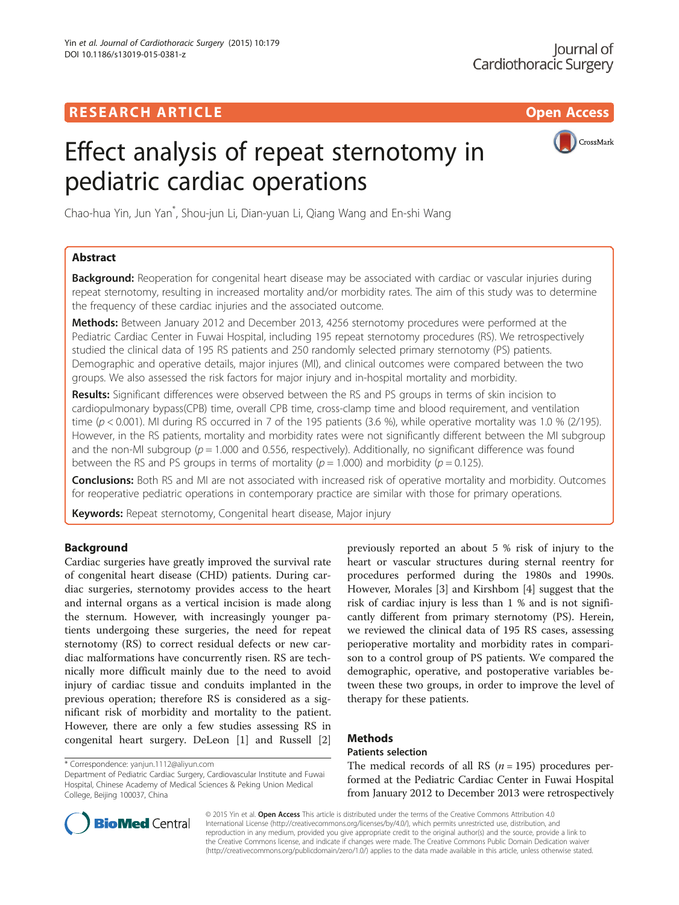# RESEARCH ARTICLE

# Effect analysis of repeat sternotomy in pediatric cardiac operations

Chao-hua Yin, Jun Yan*, Shou-jun Li, Dian-yuan Li, Qiang Wang and En-shi Wang

## Abstract

**Background:** Reoperation for congenital heart disease may be associated with cardiac or vascular injuries during repeat sternotomy, resulting in increased mortality and/or morbidity rates. The aim of this study was to determine the frequency of these cardiac injuries and the associated outcome.

**Methods:** Between January 2012 and December 2013, 4256 sternotomy procedures were performed at the Pediatric Cardiac Center in Fuwai Hospital, including 195 repeat sternotomy procedures (RS). We retrospectively studied the clinical data of 195 RS patients and 250 randomly selected primary sternotomy (PS) patients. Demographic and operative details, major injures (MI), and clinical outcomes were compared between the two groups. We also assessed the risk factors for major injury and in-hospital mortality and morbidity.

**Results:** Significant differences were observed between the RS and PS groups in terms of skin incision to cardiopulmonary bypass(CPB) time, overall CPB time, cross-clamp time and blood requirement, and ventilation time ($p < 0.001$). MI during RS occurred in 7 of the 195 patients (3.6 %), while operative mortality was 1.0 % (2/195). However, in the RS patients, mortality and morbidity rates were not significantly different between the MI subgroup and the non-MI subgroup ($p = 1.000$ and 0.556, respectively). Additionally, no significant difference was found between the RS and PS groups in terms of mortality ($p = 1.000$) and morbidity ($p = 0.125$).

**Conclusions:** Both RS and MI are not associated with increased risk of operative mortality and morbidity. Outcomes for reoperative pediatric operations in contemporary practice are similar with those for primary operations.

**Keywords:** Repeat sternotomy, Congenital heart disease, Major injury

## Background

Cardiac surgeries have greatly improved the survival rate of congenital heart disease (CHD) patients. During cardiac surgeries, sternotomy provides access to the heart and internal organs as a vertical incision is made along the sternum. However, with increasingly younger patients undergoing these surgeries, the need for repeat sternotomy (RS) to correct residual defects or new cardiac malformations have concurrently risen. RS are technically more difficult mainly due to the need to avoid injury of cardiac tissue and conduits implanted in the previous operation; therefore RS is considered as a significant risk of morbidity and mortality to the patient. However, there are only a few studies assessing RS in congenital heart surgery. DeLeon [1] and Russell [2] previously reported an about 5 % risk of injury to the heart or vascular structures during sternal reentry for procedures performed during the 1980s and 1990s. However, Morales [3] and Kirshbom [4] suggest that the risk of cardiac injury is less than 1 % and is not significantly different from primary sternotomy (PS). Herein, we reviewed the clinical data of 195 RS cases, assessing perioperative mortality and morbidity rates in comparison to a control group of PS patients. We compared the demographic, operative, and postoperative variables between these two groups, in order to improve the level of therapy for these patients.

## Methods

### Patients selection

The medical records of all RS ($n = 195$) procedures performed at the Pediatric Cardiac Center in Fuwai Hospital from January 2012 to December 2013 were retrospectively

* Correspondence: yanjun.1112@aliyun.com
Department of Pediatric Cardiac Surgery, Cardiovascular Institute and Fuwai Hospital, Chinese Academy of Medical Sciences & Peking Union Medical College, Beijing 100037, China

© 2015 Yin et al. **Open Access** This article is distributed under the terms of the Creative Commons Attribution 4.0 International License (http://creativecommons.org/licenses/by/4.0/), which permits unrestricted use, distribution, and reproduction in any medium, provided you give appropriate credit to the original author(s) and the source, provide a link to the Creative Commons license, and indicate if changes were made. The Creative Commons Public Domain Dedication waiver (http://creativecommons.org/publicdomain/zero/1.0/) applies to the data made available in this article, unless otherwise stated.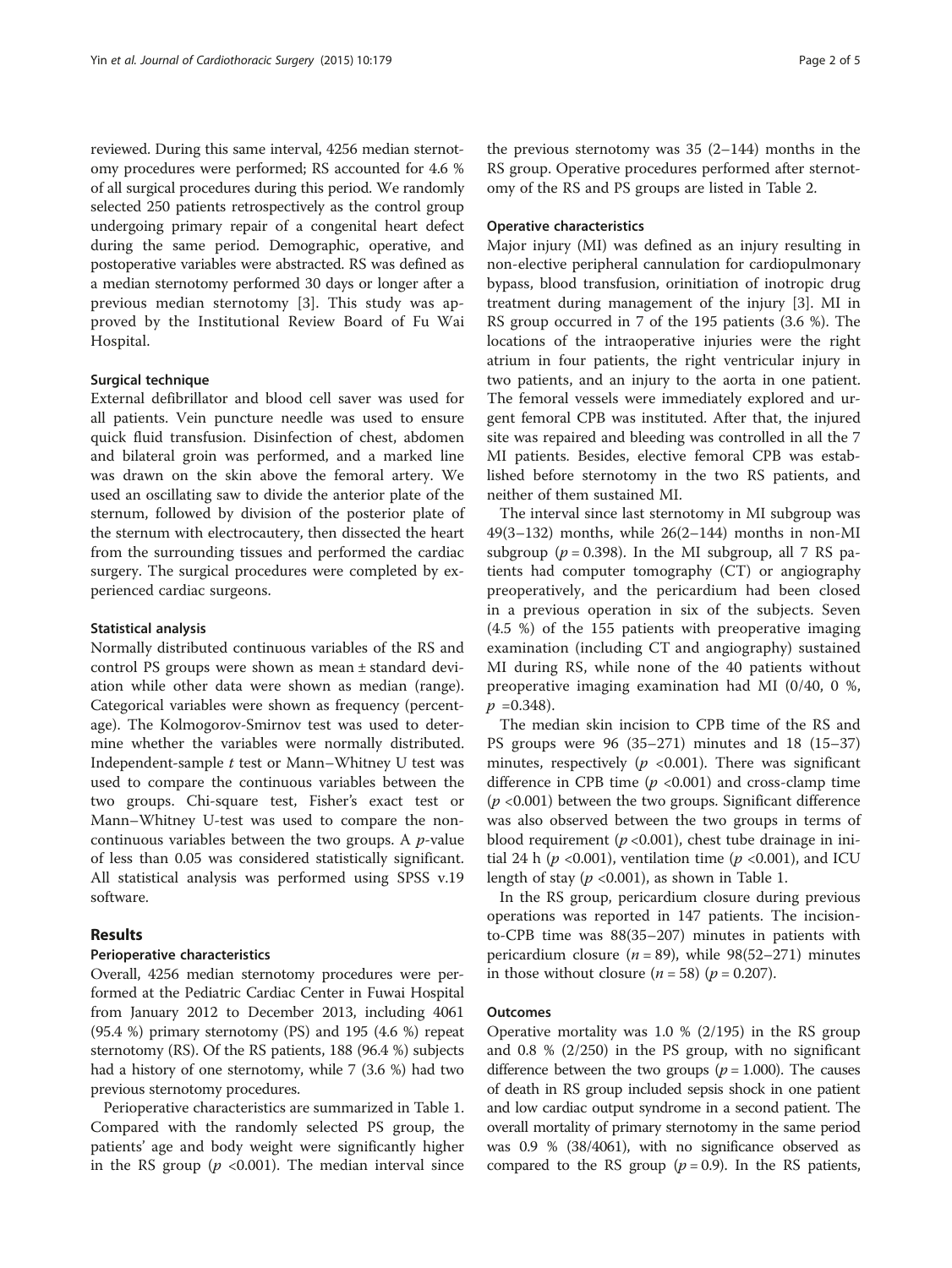reviewed. During this same interval, 4256 median sternotomy procedures were performed; RS accounted for 4.6 % of all surgical procedures during this period. We randomly selected 250 patients retrospectively as the control group undergoing primary repair of a congenital heart defect during the same period. Demographic, operative, and postoperative variables were abstracted. RS was defined as a median sternotomy performed 30 days or longer after a previous median sternotomy [3]. This study was approved by the Institutional Review Board of Fu Wai Hospital.

### Surgical technique

External defibrillator and blood cell saver was used for all patients. Vein puncture needle was used to ensure quick fluid transfusion. Disinfection of chest, abdomen and bilateral groin was performed, and a marked line was drawn on the skin above the femoral artery. We used an oscillating saw to divide the anterior plate of the sternum, followed by division of the posterior plate of the sternum with electrocautery, then dissected the heart from the surrounding tissues and performed the cardiac surgery. The surgical procedures were completed by experienced cardiac surgeons.

### Statistical analysis

Normally distributed continuous variables of the RS and control PS groups were shown as mean ± standard deviation while other data were shown as median (range). Categorical variables were shown as frequency (percentage). The Kolmogorov-Smirnov test was used to determine whether the variables were normally distributed. Independent-sample *t* test or Mann–Whitney U test was used to compare the continuous variables between the two groups. Chi-square test, Fisher's exact test or Mann–Whitney U-test was used to compare the non-continuous variables between the two groups. A *p*-value of less than 0.05 was considered statistically significant. All statistical analysis was performed using SPSS v.19 software.

## Results

### Perioperative characteristics

Overall, 4256 median sternotomy procedures were performed at the Pediatric Cardiac Center in Fuwai Hospital from January 2012 to December 2013, including 4061 (95.4 %) primary sternotomy (PS) and 195 (4.6 %) repeat sternotomy (RS). Of the RS patients, 188 (96.4 %) subjects had a history of one sternotomy, while 7 (3.6 %) had two previous sternotomy procedures.

Perioperative characteristics are summarized in Table 1. Compared with the randomly selected PS group, the patients' age and body weight were significantly higher in the RS group ($p$ <0.001). The median interval since the previous sternotomy was 35 (2–144) months in the RS group. Operative procedures performed after sternotomy of the RS and PS groups are listed in Table 2.

### Operative characteristics

Major injury (MI) was defined as an injury resulting in non-elective peripheral cannulation for cardiopulmonary bypass, blood transfusion, orinitiation of inotropic drug treatment during management of the injury [3]. MI in RS group occurred in 7 of the 195 patients (3.6 %). The locations of the intraoperative injuries were the right atrium in four patients, the right ventricular injury in two patients, and an injury to the aorta in one patient. The femoral vessels were immediately explored and urgent femoral CPB was instituted. After that, the injured site was repaired and bleeding was controlled in all the 7 MI patients. Besides, elective femoral CPB was established before sternotomy in the two RS patients, and neither of them sustained MI.

The interval since last sternotomy in MI subgroup was 49(3–132) months, while 26(2–144) months in non-MI subgroup ($p$ = 0.398). In the MI subgroup, all 7 RS patients had computer tomography (CT) or angiography preoperatively, and the pericardium had been closed in a previous operation in six of the subjects. Seven (4.5 %) of the 155 patients with preoperative imaging examination (including CT and angiography) sustained MI during RS, while none of the 40 patients without preoperative imaging examination had MI (0/40, 0 %, $p$ =0.348).

The median skin incision to CPB time of the RS and PS groups were 96 (35–271) minutes and 18 (15–37) minutes, respectively ($p$ <0.001). There was significant difference in CPB time ($p$ <0.001) and cross-clamp time ($p$ <0.001) between the two groups. Significant difference was also observed between the two groups in terms of blood requirement ($p$ <0.001), chest tube drainage in initial 24 h ($p$ <0.001), ventilation time ($p$ <0.001), and ICU length of stay ($p$ <0.001), as shown in Table 1.

In the RS group, pericardium closure during previous operations was reported in 147 patients. The incision-to-CPB time was 88(35–207) minutes in patients with pericardium closure ($n$ = 89), while 98(52–271) minutes in those without closure ($n$ = 58) ($p$ = 0.207).

### Outcomes

Operative mortality was 1.0 % (2/195) in the RS group and 0.8 % (2/250) in the PS group, with no significant difference between the two groups ($p$ = 1.000). The causes of death in RS group included sepsis shock in one patient and low cardiac output syndrome in a second patient. The overall mortality of primary sternotomy in the same period was 0.9 % (38/4061), with no significance observed as compared to the RS group ($p$ = 0.9). In the RS patients,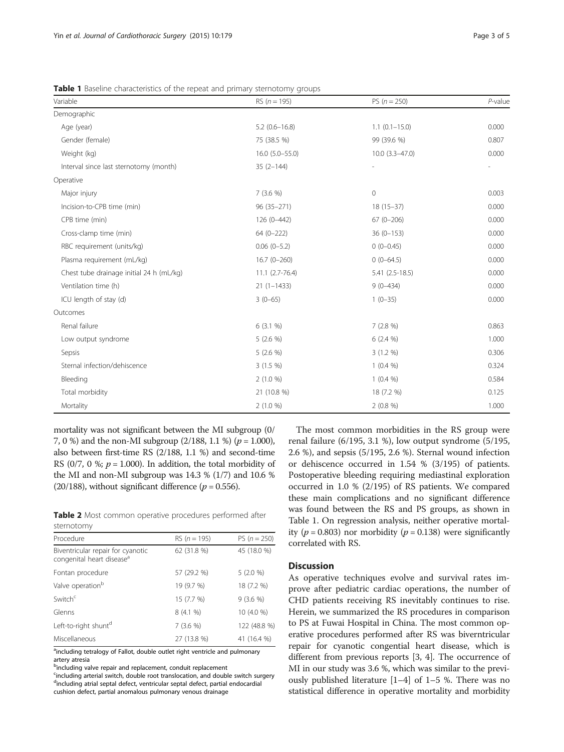**Table 1** Baseline characteristics of the repeat and primary sternotomy groups

| Variable | RS ($n = 195$) | PS ($n = 250$) | $P$-value |
|---|---|---|---|
| Demographic | | | |
| Age (year) | 5.2 (0.6–16.8) | 1.1 (0.1–15.0) | 0.000 |
| Gender (female) | 75 (38.5 %) | 99 (39.6 %) | 0.807 |
| Weight (kg) | 16.0 (5.0–55.0) | 10.0 (3.3–47.0) | 0.000 |
| Interval since last sternotomy (month) | 35 (2–144) | - | - |
| Operative | | | |
| Major injury | 7 (3.6 %) | 0 | 0.003 |
| Incision-to-CPB time (min) | 96 (35–271) | 18 (15–37) | 0.000 |
| CPB time (min) | 126 (0–442) | 67 (0–206) | 0.000 |
| Cross-clamp time (min) | 64 (0–222) | 36 (0–153) | 0.000 |
| RBC requirement (units/kg) | 0.06 (0–5.2) | 0 (0–0.45) | 0.000 |
| Plasma requirement (mL/kg) | 16.7 (0–260) | 0 (0–64.5) | 0.000 |
| Chest tube drainage initial 24 h (mL/kg) | 11.1 (2.7-76.4) | 5.41 (2.5-18.5) | 0.000 |
| Ventilation time (h) | 21 (1–1433) | 9 (0–434) | 0.000 |
| ICU length of stay (d) | 3 (0–65) | 1 (0–35) | 0.000 |
| Outcomes | | | |
| Renal failure | 6 (3.1 %) | 7 (2.8 %) | 0.863 |
| Low output syndrome | 5 (2.6 %) | 6 (2.4 %) | 1.000 |
| Sepsis | 5 (2.6 %) | 3 (1.2 %) | 0.306 |
| Sternal infection/dehiscence | 3 (1.5 %) | 1 (0.4 %) | 0.324 |
| Bleeding | 2 (1.0 %) | 1 (0.4 %) | 0.584 |
| Total morbidity | 21 (10.8 %) | 18 (7.2 %) | 0.125 |
| Mortality | 2 (1.0 %) | 2 (0.8 %) | 1.000 |

mortality was not significant between the MI subgroup (0/7, 0 %) and the non-MI subgroup (2/188, 1.1 %) ($p = 1.000$), also between first-time RS (2/188, 1.1 %) and second-time RS (0/7, 0 %; $p = 1.000$). In addition, the total morbidity of the MI and non-MI subgroup was 14.3 % (1/7) and 10.6 % (20/188), without significant difference ($p = 0.556$).

**Table 2** Most common operative procedures performed after sternotomy

| Procedure | RS ($n = 195$) | PS ($n = 250$) |
|---|---|---|
| Biventricular repair for cyanotic congenital heart disease[a] | 62 (31.8 %) | 45 (18.0 %) |
| Fontan procedure | 57 (29.2 %) | 5 (2.0 %) |
| Valve operation[b] | 19 (9.7 %) | 18 (7.2 %) |
| Switch[c] | 15 (7.7 %) | 9 (3.6 %) |
| Glenns | 8 (4.1 %) | 10 (4.0 %) |
| Left-to-right shunt[d] | 7 (3.6 %) | 122 (48.8 %) |
| Miscellaneous | 27 (13.8 %) | 41 (16.4 %) |

[a]including tetralogy of Fallot, double outlet right ventricle and pulmonary artery atresia
[b]including valve repair and replacement, conduit replacement
[c]including arterial switch, double root translocation, and double switch surgery
[d]including atrial septal defect, ventricular septal defect, partial endocardial cushion defect, partial anomalous pulmonary venous drainage

The most common morbidities in the RS group were renal failure (6/195, 3.1 %), low output syndrome (5/195, 2.6 %), and sepsis (5/195, 2.6 %). Sternal wound infection or dehiscence occurred in 1.54 % (3/195) of patients. Postoperative bleeding requiring mediastinal exploration occurred in 1.0 % (2/195) of RS patients. We compared these main complications and no significant difference was found between the RS and PS groups, as shown in Table 1. On regression analysis, neither operative mortality ($p = 0.803$) nor morbidity ($p = 0.138$) were significantly correlated with RS.

## Discussion

As operative techniques evolve and survival rates improve after pediatric cardiac operations, the number of CHD patients receiving RS inevitably continues to rise. Herein, we summarized the RS procedures in comparison to PS at Fuwai Hospital in China. The most common operative procedures performed after RS was biverntricular repair for cyanotic congential heart disease, which is different from previous reports [3, 4]. The occurrence of MI in our study was 3.6 %, which was similar to the previously published literature [1–4] of 1–5 %. There was no statistical difference in operative mortality and morbidity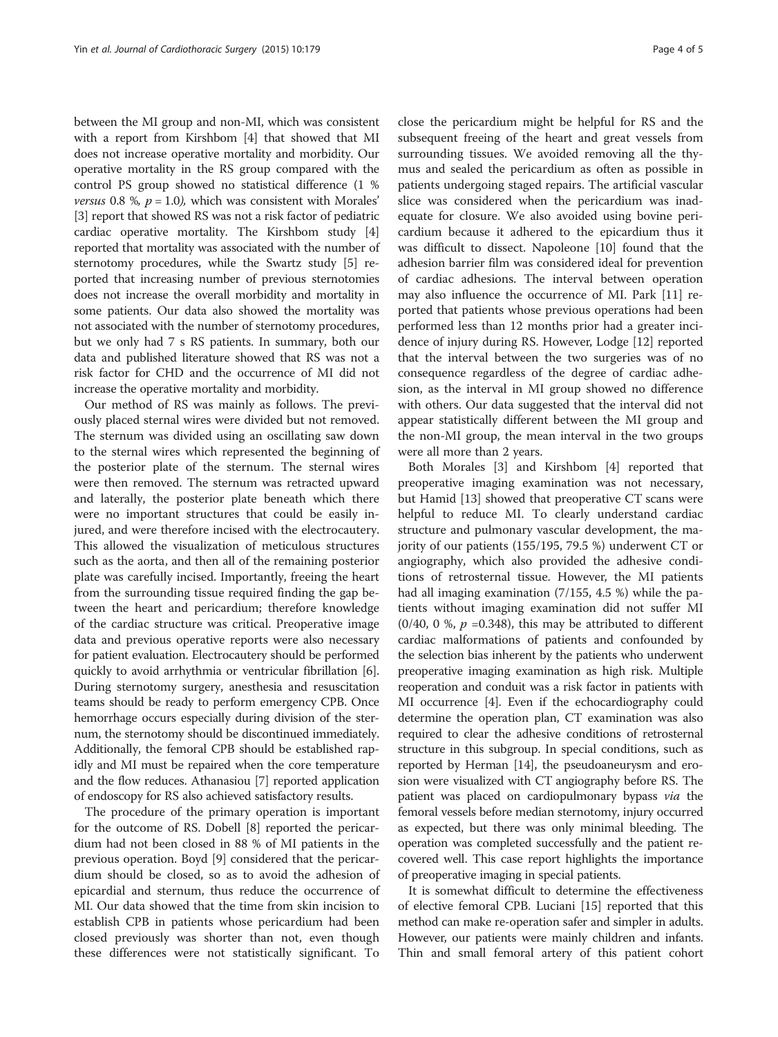between the MI group and non-MI, which was consistent with a report from Kirshbom [4] that showed that MI does not increase operative mortality and morbidity. Our operative mortality in the RS group compared with the control PS group showed no statistical difference (1 % *versus* 0.8 %, $p = 1.0$), which was consistent with Morales' [3] report that showed RS was not a risk factor of pediatric cardiac operative mortality. The Kirshbom study [4] reported that mortality was associated with the number of sternotomy procedures, while the Swartz study [5] reported that increasing number of previous sternotomies does not increase the overall morbidity and mortality in some patients. Our data also showed the mortality was not associated with the number of sternotomy procedures, but we only had 7 s RS patients. In summary, both our data and published literature showed that RS was not a risk factor for CHD and the occurrence of MI did not increase the operative mortality and morbidity.

Our method of RS was mainly as follows. The previously placed sternal wires were divided but not removed. The sternum was divided using an oscillating saw down to the sternal wires which represented the beginning of the posterior plate of the sternum. The sternal wires were then removed. The sternum was retracted upward and laterally, the posterior plate beneath which there were no important structures that could be easily injured, and were therefore incised with the electrocautery. This allowed the visualization of meticulous structures such as the aorta, and then all of the remaining posterior plate was carefully incised. Importantly, freeing the heart from the surrounding tissue required finding the gap between the heart and pericardium; therefore knowledge of the cardiac structure was critical. Preoperative image data and previous operative reports were also necessary for patient evaluation. Electrocautery should be performed quickly to avoid arrhythmia or ventricular fibrillation [6]. During sternotomy surgery, anesthesia and resuscitation teams should be ready to perform emergency CPB. Once hemorrhage occurs especially during division of the sternum, the sternotomy should be discontinued immediately. Additionally, the femoral CPB should be established rapidly and MI must be repaired when the core temperature and the flow reduces. Athanasiou [7] reported application of endoscopy for RS also achieved satisfactory results.

The procedure of the primary operation is important for the outcome of RS. Dobell [8] reported the pericardium had not been closed in 88 % of MI patients in the previous operation. Boyd [9] considered that the pericardium should be closed, so as to avoid the adhesion of epicardial and sternum, thus reduce the occurrence of MI. Our data showed that the time from skin incision to establish CPB in patients whose pericardium had been closed previously was shorter than not, even though these differences were not statistically significant. To close the pericardium might be helpful for RS and the subsequent freeing of the heart and great vessels from surrounding tissues. We avoided removing all the thymus and sealed the pericardium as often as possible in patients undergoing staged repairs. The artificial vascular slice was considered when the pericardium was inadequate for closure. We also avoided using bovine pericardium because it adhered to the epicardium thus it was difficult to dissect. Napoleone [10] found that the adhesion barrier film was considered ideal for prevention of cardiac adhesions. The interval between operation may also influence the occurrence of MI. Park [11] reported that patients whose previous operations had been performed less than 12 months prior had a greater incidence of injury during RS. However, Lodge [12] reported that the interval between the two surgeries was of no consequence regardless of the degree of cardiac adhesion, as the interval in MI group showed no difference with others. Our data suggested that the interval did not appear statistically different between the MI group and the non-MI group, the mean interval in the two groups were all more than 2 years.

Both Morales [3] and Kirshbom [4] reported that preoperative imaging examination was not necessary, but Hamid [13] showed that preoperative CT scans were helpful to reduce MI. To clearly understand cardiac structure and pulmonary vascular development, the majority of our patients (155/195, 79.5 %) underwent CT or angiography, which also provided the adhesive conditions of retrosternal tissue. However, the MI patients had all imaging examination (7/155, 4.5 %) while the patients without imaging examination did not suffer MI (0/40, 0 %, $p$ =0.348), this may be attributed to different cardiac malformations of patients and confounded by the selection bias inherent by the patients who underwent preoperative imaging examination as high risk. Multiple reoperation and conduit was a risk factor in patients with MI occurrence [4]. Even if the echocardiography could determine the operation plan, CT examination was also required to clear the adhesive conditions of retrosternal structure in this subgroup. In special conditions, such as reported by Herman [14], the pseudoaneurysm and erosion were visualized with CT angiography before RS. The patient was placed on cardiopulmonary bypass *via* the femoral vessels before median sternotomy, injury occurred as expected, but there was only minimal bleeding. The operation was completed successfully and the patient recovered well. This case report highlights the importance of preoperative imaging in special patients.

It is somewhat difficult to determine the effectiveness of elective femoral CPB. Luciani [15] reported that this method can make re-operation safer and simpler in adults. However, our patients were mainly children and infants. Thin and small femoral artery of this patient cohort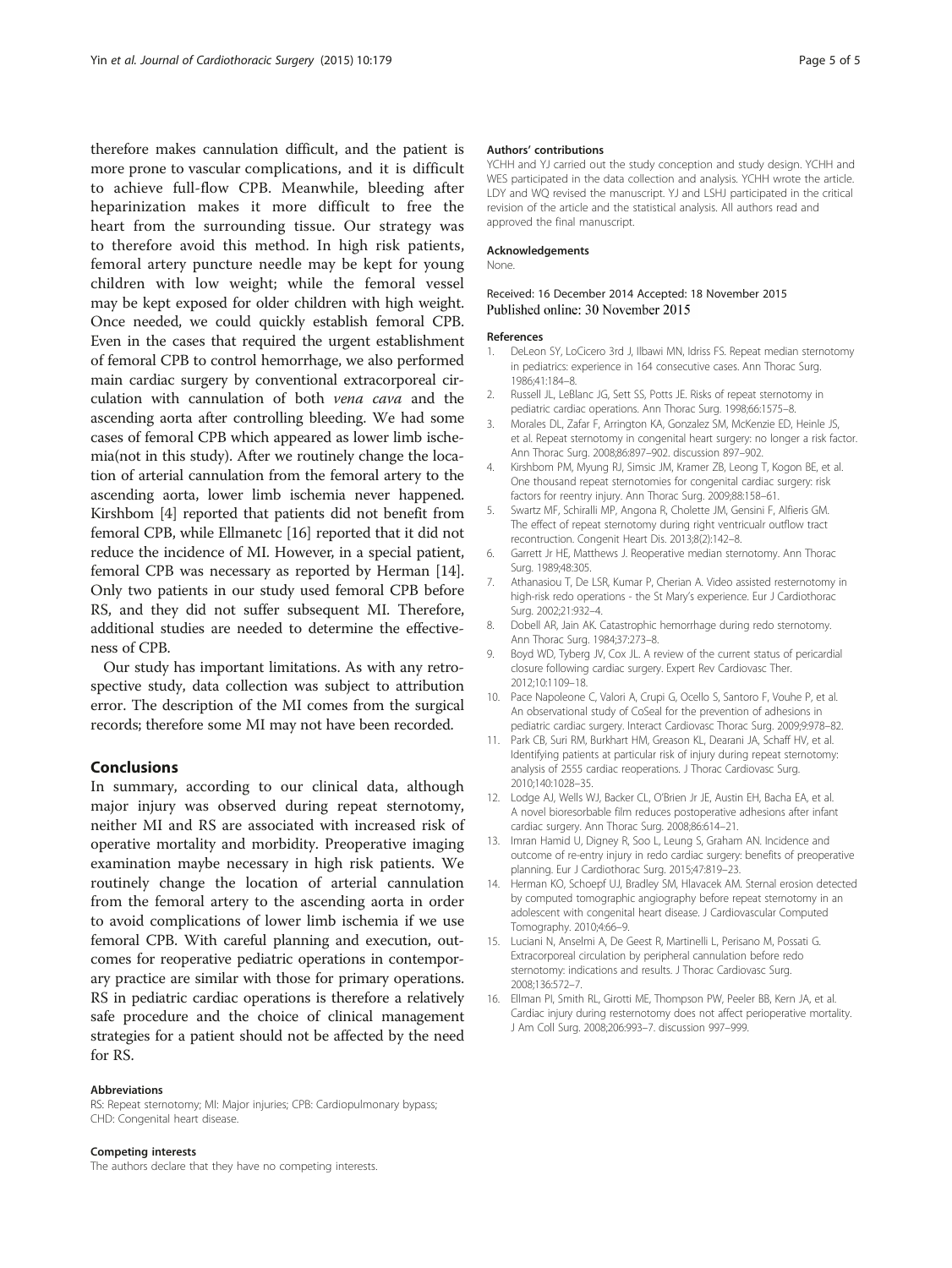therefore makes cannulation difficult, and the patient is more prone to vascular complications, and it is difficult to achieve full-flow CPB. Meanwhile, bleeding after heparinization makes it more difficult to free the heart from the surrounding tissue. Our strategy was to therefore avoid this method. In high risk patients, femoral artery puncture needle may be kept for young children with low weight; while the femoral vessel may be kept exposed for older children with high weight. Once needed, we could quickly establish femoral CPB. Even in the cases that required the urgent establishment of femoral CPB to control hemorrhage, we also performed main cardiac surgery by conventional extracorporeal circulation with cannulation of both *vena cava* and the ascending aorta after controlling bleeding. We had some cases of femoral CPB which appeared as lower limb ischemia(not in this study). After we routinely change the location of arterial cannulation from the femoral artery to the ascending aorta, lower limb ischemia never happened. Kirshbom [4] reported that patients did not benefit from femoral CPB, while Ellmanetc [16] reported that it did not reduce the incidence of MI. However, in a special patient, femoral CPB was necessary as reported by Herman [14]. Only two patients in our study used femoral CPB before RS, and they did not suffer subsequent MI. Therefore, additional studies are needed to determine the effectiveness of CPB.

Our study has important limitations. As with any retrospective study, data collection was subject to attribution error. The description of the MI comes from the surgical records; therefore some MI may not have been recorded.

## Conclusions

In summary, according to our clinical data, although major injury was observed during repeat sternotomy, neither MI and RS are associated with increased risk of operative mortality and morbidity. Preoperative imaging examination maybe necessary in high risk patients. We routinely change the location of arterial cannulation from the femoral artery to the ascending aorta in order to avoid complications of lower limb ischemia if we use femoral CPB. With careful planning and execution, outcomes for reoperative pediatric operations in contemporary practice are similar with those for primary operations. RS in pediatric cardiac operations is therefore a relatively safe procedure and the choice of clinical management strategies for a patient should not be affected by the need for RS.

#### Abbreviations

RS: Repeat sternotomy; MI: Major injuries; CPB: Cardiopulmonary bypass; CHD: Congenital heart disease.

#### Competing interests

The authors declare that they have no competing interests.

#### Authors' contributions

YCHH and YJ carried out the study conception and study design. YCHH and WES participated in the data collection and analysis. YCHH wrote the article. LDY and WQ revised the manuscript. YJ and LSHJ participated in the critical revision of the article and the statistical analysis. All authors read and approved the final manuscript.

#### Acknowledgements

None.

Received: 16 December 2014 Accepted: 18 November 2015
Published online: 30 November 2015

#### References

1. DeLeon SY, LoCicero 3rd J, Ilbawi MN, Idriss FS. Repeat median sternotomy in pediatrics: experience in 164 consecutive cases. Ann Thorac Surg. 1986;41:184–8.
2. Russell JL, LeBlanc JG, Sett SS, Potts JE. Risks of repeat sternotomy in pediatric cardiac operations. Ann Thorac Surg. 1998;66:1575–8.
3. Morales DL, Zafar F, Arrington KA, Gonzalez SM, McKenzie ED, Heinle JS, et al. Repeat sternotomy in congenital heart surgery: no longer a risk factor. Ann Thorac Surg. 2008;86:897–902. discussion 897–902.
4. Kirshbom PM, Myung RJ, Simsic JM, Kramer ZB, Leong T, Kogon BE, et al. One thousand repeat sternotomies for congenital cardiac surgery: risk factors for reentry injury. Ann Thorac Surg. 2009;88:158–61.
5. Swartz MF, Schiralli MP, Angona R, Cholette JM, Gensini F, Alfieris GM. The effect of repeat sternotomy during right ventricualr outflow tract recontruction. Congenit Heart Dis. 2013;8(2):142–8.
6. Garrett Jr HE, Matthews J. Reoperative median sternotomy. Ann Thorac Surg. 1989;48:305.
7. Athanasiou T, De LSR, Kumar P, Cherian A. Video assisted resternotomy in high-risk redo operations - the St Mary's experience. Eur J Cardiothorac Surg. 2002;21:932–4.
8. Dobell AR, Jain AK. Catastrophic hemorrhage during redo sternotomy. Ann Thorac Surg. 1984;37:273–8.
9. Boyd WD, Tyberg JV, Cox JL. A review of the current status of pericardial closure following cardiac surgery. Expert Rev Cardiovasc Ther. 2012;10:1109–18.
10. Pace Napoleone C, Valori A, Crupi G, Ocello S, Santoro F, Vouhe P, et al. An observational study of CoSeal for the prevention of adhesions in pediatric cardiac surgery. Interact Cardiovasc Thorac Surg. 2009;9:978–82.
11. Park CB, Suri RM, Burkhart HM, Greason KL, Dearani JA, Schaff HV, et al. Identifying patients at particular risk of injury during repeat sternotomy: analysis of 2555 cardiac reoperations. J Thorac Cardiovasc Surg. 2010;140:1028–35.
12. Lodge AJ, Wells WJ, Backer CL, O'Brien Jr JE, Austin EH, Bacha EA, et al. A novel bioresorbable film reduces postoperative adhesions after infant cardiac surgery. Ann Thorac Surg. 2008;86:614–21.
13. Imran Hamid U, Digney R, Soo L, Leung S, Graham AN. Incidence and outcome of re-entry injury in redo cardiac surgery: benefits of preoperative planning. Eur J Cardiothorac Surg. 2015;47:819–23.
14. Herman KO, Schoepf UJ, Bradley SM, Hlavacek AM. Sternal erosion detected by computed tomographic angiography before repeat sternotomy in an adolescent with congenital heart disease. J Cardiovascular Computed Tomography. 2010;4:66–9.
15. Luciani N, Anselmi A, De Geest R, Martinelli L, Perisano M, Possati G. Extracorporeal circulation by peripheral cannulation before redo sternotomy: indications and results. J Thorac Cardiovasc Surg. 2008;136:572–7.
16. Ellman PI, Smith RL, Girotti ME, Thompson PW, Peeler BB, Kern JA, et al. Cardiac injury during resternotomy does not affect perioperative mortality. J Am Coll Surg. 2008;206:993–7. discussion 997–999.